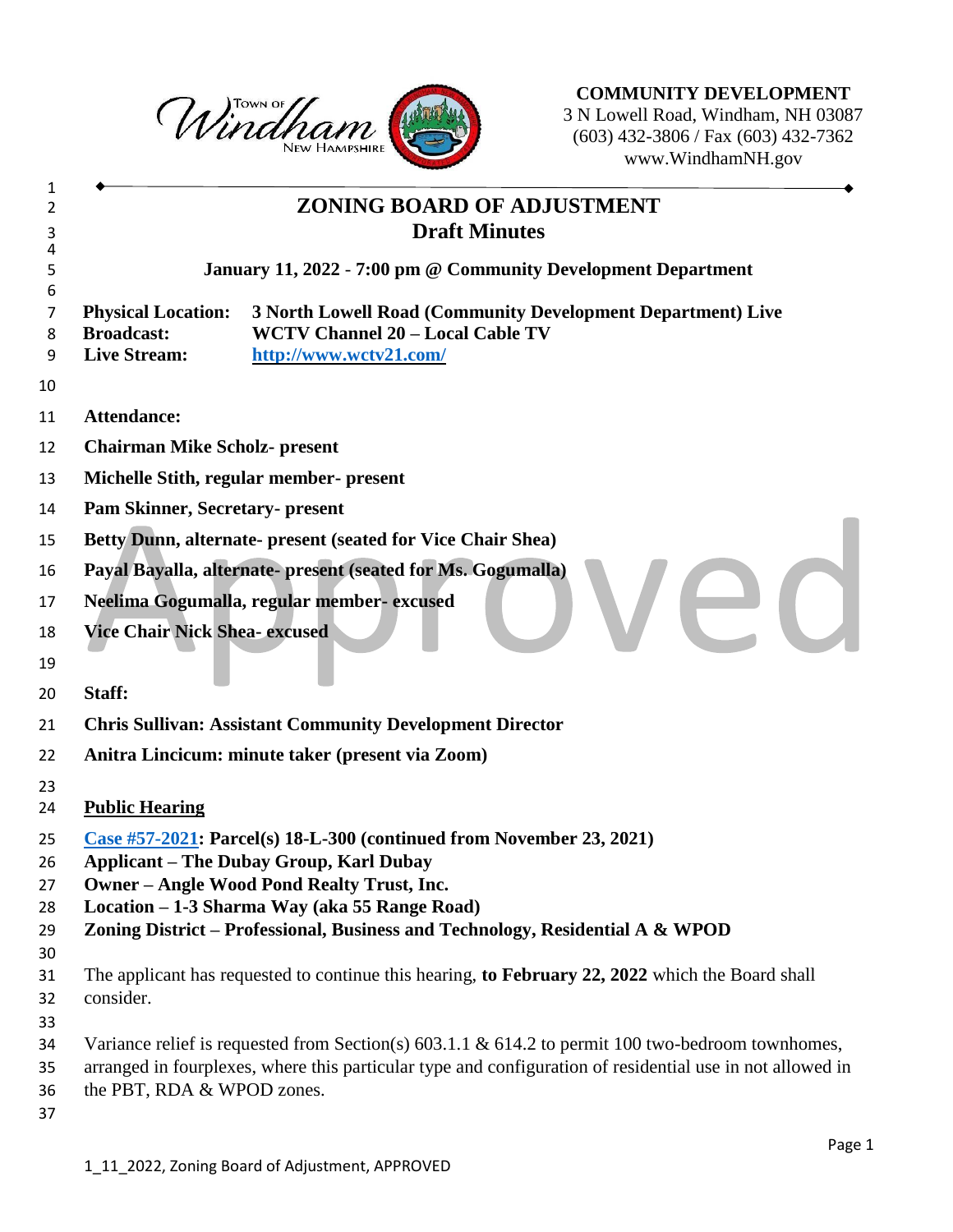**COMMUNITY DEVELOPMENT**
3 N Lowell Road, Windham, NH 03087
(603) 432-3806 / Fax (603) 432-7362
www.WindhamNH.gov

# ZONING BOARD OF ADJUSTMENT
## Draft Minutes

**January 11, 2022 - 7:00 pm @ Community Development Department**

**Physical Location:** **3 North Lowell Road (Community Development Department) Live**
**Broadcast:** **WCTV Channel 20 – Local Cable TV**
**Live Stream:** **http://www.wctv21.com/**

**Attendance:**

**Chairman Mike Scholz- present**

**Michelle Stith, regular member- present**

**Pam Skinner, Secretary- present**

**Betty Dunn, alternate- present (seated for Vice Chair Shea)**

**Payal Bayalla, alternate- present (seated for Ms. Gogumalla)**

**Neelima Gogumalla, regular member- excused**

**Vice Chair Nick Shea- excused**

**Staff:**

**Chris Sullivan: Assistant Community Development Director**

**Anitra Lincicum: minute taker (present via Zoom)**

**Public Hearing**

**Case #57-2021: Parcel(s) 18-L-300 (continued from November 23, 2021)**
**Applicant – The Dubay Group, Karl Dubay**
**Owner – Angle Wood Pond Realty Trust, Inc.**
**Location – 1-3 Sharma Way (aka 55 Range Road)**
**Zoning District – Professional, Business and Technology, Residential A & WPOD**

The applicant has requested to continue this hearing, **to February 22, 2022** which the Board shall consider.

Variance relief is requested from Section(s) 603.1.1 & 614.2 to permit 100 two-bedroom townhomes, arranged in fourplexes, where this particular type and configuration of residential use in not allowed in the PBT, RDA & WPOD zones.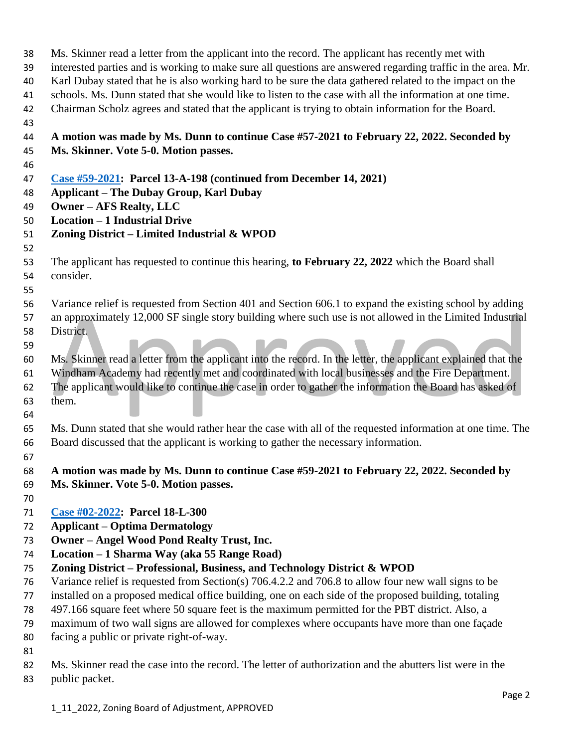Ms. Skinner read a letter from the applicant into the record. The applicant has recently met with interested parties and is working to make sure all questions are answered regarding traffic in the area. Mr. Karl Dubay stated that he is also working hard to be sure the data gathered related to the impact on the schools. Ms. Dunn stated that she would like to listen to the case with all the information at one time. Chairman Scholz agrees and stated that the applicant is trying to obtain information for the Board.

**A motion was made by Ms. Dunn to continue Case #57-2021 to February 22, 2022. Seconded by Ms. Skinner. Vote 5-0. Motion passes.**

**Case #59-2021: Parcel 13-A-198 (continued from December 14, 2021)**
**Applicant – The Dubay Group, Karl Dubay**
**Owner – AFS Realty, LLC**
**Location – 1 Industrial Drive**
**Zoning District – Limited Industrial & WPOD**

The applicant has requested to continue this hearing, **to February 22, 2022** which the Board shall consider.

Variance relief is requested from Section 401 and Section 606.1 to expand the existing school by adding an approximately 12,000 SF single story building where such use is not allowed in the Limited Industrial District.

Ms. Skinner read a letter from the applicant into the record. In the letter, the applicant explained that the Windham Academy had recently met and coordinated with local businesses and the Fire Department. The applicant would like to continue the case in order to gather the information the Board has asked of them.

Ms. Dunn stated that she would rather hear the case with all of the requested information at one time. The Board discussed that the applicant is working to gather the necessary information.

**A motion was made by Ms. Dunn to continue Case #59-2021 to February 22, 2022. Seconded by Ms. Skinner. Vote 5-0. Motion passes.**

**Case #02-2022: Parcel 18-L-300**
**Applicant – Optima Dermatology**
**Owner – Angel Wood Pond Realty Trust, Inc.**
**Location – 1 Sharma Way (aka 55 Range Road)**
**Zoning District – Professional, Business, and Technology District & WPOD**
Variance relief is requested from Section(s) 706.4.2.2 and 706.8 to allow four new wall signs to be installed on a proposed medical office building, one on each side of the proposed building, totaling 497.166 square feet where 50 square feet is the maximum permitted for the PBT district. Also, a maximum of two wall signs are allowed for complexes where occupants have more than one façade facing a public or private right-of-way.

Ms. Skinner read the case into the record. The letter of authorization and the abutters list were in the public packet.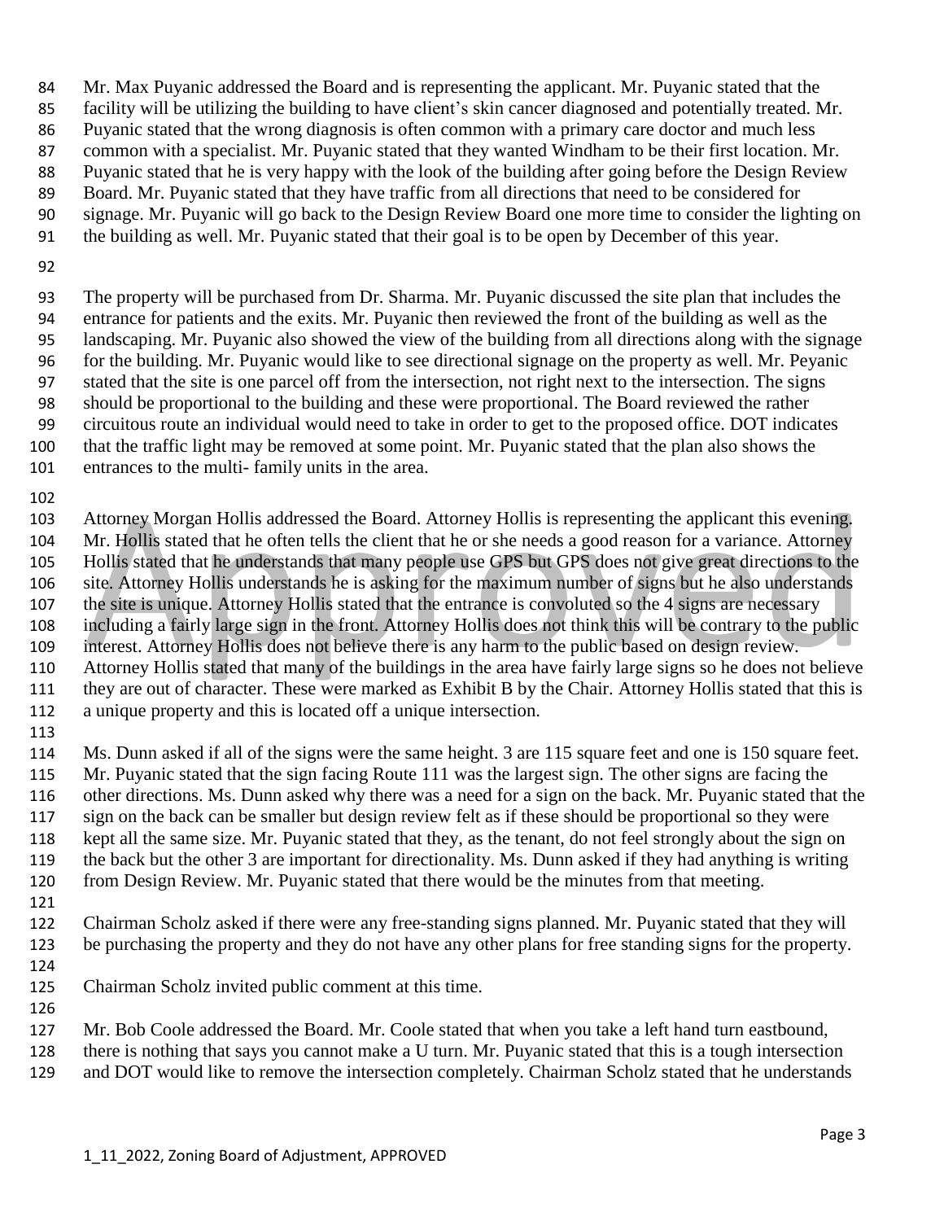Mr. Max Puyanic addressed the Board and is representing the applicant. Mr. Puyanic stated that the facility will be utilizing the building to have client's skin cancer diagnosed and potentially treated. Mr. Puyanic stated that the wrong diagnosis is often common with a primary care doctor and much less common with a specialist. Mr. Puyanic stated that they wanted Windham to be their first location. Mr. Puyanic stated that he is very happy with the look of the building after going before the Design Review Board. Mr. Puyanic stated that they have traffic from all directions that need to be considered for signage. Mr. Puyanic will go back to the Design Review Board one more time to consider the lighting on the building as well. Mr. Puyanic stated that their goal is to be open by December of this year.

The property will be purchased from Dr. Sharma. Mr. Puyanic discussed the site plan that includes the entrance for patients and the exits. Mr. Puyanic then reviewed the front of the building as well as the landscaping. Mr. Puyanic also showed the view of the building from all directions along with the signage for the building. Mr. Puyanic would like to see directional signage on the property as well. Mr. Peyanic stated that the site is one parcel off from the intersection, not right next to the intersection. The signs should be proportional to the building and these were proportional. The Board reviewed the rather circuitous route an individual would need to take in order to get to the proposed office. DOT indicates that the traffic light may be removed at some point. Mr. Puyanic stated that the plan also shows the entrances to the multi- family units in the area.

Attorney Morgan Hollis addressed the Board. Attorney Hollis is representing the applicant this evening. Mr. Hollis stated that he often tells the client that he or she needs a good reason for a variance. Attorney Hollis stated that he understands that many people use GPS but GPS does not give great directions to the site. Attorney Hollis understands he is asking for the maximum number of signs but he also understands the site is unique. Attorney Hollis stated that the entrance is convoluted so the 4 signs are necessary including a fairly large sign in the front. Attorney Hollis does not think this will be contrary to the public interest. Attorney Hollis does not believe there is any harm to the public based on design review. Attorney Hollis stated that many of the buildings in the area have fairly large signs so he does not believe they are out of character. These were marked as Exhibit B by the Chair. Attorney Hollis stated that this is a unique property and this is located off a unique intersection.

Ms. Dunn asked if all of the signs were the same height. 3 are 115 square feet and one is 150 square feet. Mr. Puyanic stated that the sign facing Route 111 was the largest sign. The other signs are facing the other directions. Ms. Dunn asked why there was a need for a sign on the back. Mr. Puyanic stated that the sign on the back can be smaller but design review felt as if these should be proportional so they were kept all the same size. Mr. Puyanic stated that they, as the tenant, do not feel strongly about the sign on the back but the other 3 are important for directionality. Ms. Dunn asked if they had anything is writing from Design Review. Mr. Puyanic stated that there would be the minutes from that meeting.

Chairman Scholz asked if there were any free-standing signs planned. Mr. Puyanic stated that they will be purchasing the property and they do not have any other plans for free standing signs for the property.

Chairman Scholz invited public comment at this time.

Mr. Bob Coole addressed the Board. Mr. Coole stated that when you take a left hand turn eastbound, there is nothing that says you cannot make a U turn. Mr. Puyanic stated that this is a tough intersection and DOT would like to remove the intersection completely. Chairman Scholz stated that he understands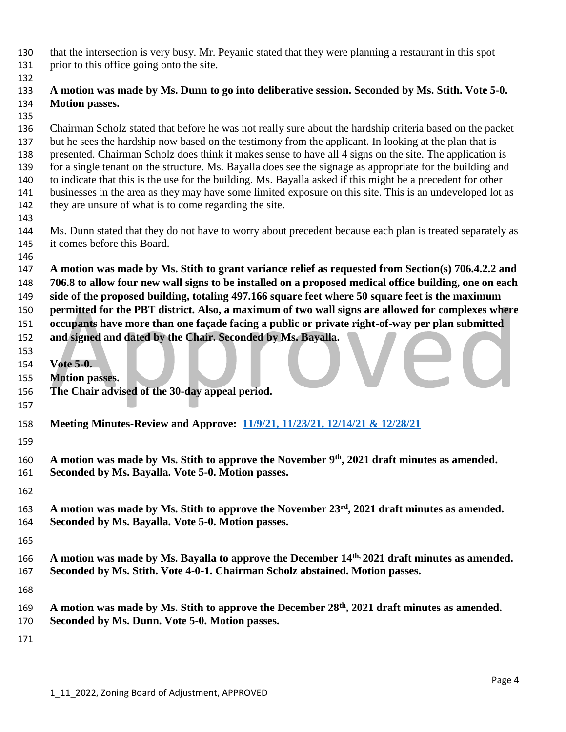that the intersection is very busy. Mr. Peyanic stated that they were planning a restaurant in this spot prior to this office going onto the site.

**A motion was made by Ms. Dunn to go into deliberative session. Seconded by Ms. Stith. Vote 5-0. Motion passes.**

Chairman Scholz stated that before he was not really sure about the hardship criteria based on the packet but he sees the hardship now based on the testimony from the applicant. In looking at the plan that is presented. Chairman Scholz does think it makes sense to have all 4 signs on the site. The application is for a single tenant on the structure. Ms. Bayalla does see the signage as appropriate for the building and to indicate that this is the use for the building. Ms. Bayalla asked if this might be a precedent for other businesses in the area as they may have some limited exposure on this site. This is an undeveloped lot as they are unsure of what is to come regarding the site.

Ms. Dunn stated that they do not have to worry about precedent because each plan is treated separately as it comes before this Board.

**A motion was made by Ms. Stith to grant variance relief as requested from Section(s) 706.4.2.2 and 706.8 to allow four new wall signs to be installed on a proposed medical office building, one on each side of the proposed building, totaling 497.166 square feet where 50 square feet is the maximum permitted for the PBT district. Also, a maximum of two wall signs are allowed for complexes where occupants have more than one façade facing a public or private right-of-way per plan submitted and signed and dated by the Chair. Seconded by Ms. Bayalla.**

**Vote 5-0.**
**Motion passes.**
**The Chair advised of the 30-day appeal period.**

**Meeting Minutes-Review and Approve: 11/9/21, 11/23/21, 12/14/21 & 12/28/21**

**A motion was made by Ms. Stith to approve the November 9th, 2021 draft minutes as amended. Seconded by Ms. Bayalla. Vote 5-0. Motion passes.**

**A motion was made by Ms. Stith to approve the November 23rd, 2021 draft minutes as amended. Seconded by Ms. Bayalla. Vote 5-0. Motion passes.**

**A motion was made by Ms. Bayalla to approve the December 14th, 2021 draft minutes as amended. Seconded by Ms. Stith. Vote 4-0-1. Chairman Scholz abstained. Motion passes.**

**A motion was made by Ms. Stith to approve the December 28th, 2021 draft minutes as amended. Seconded by Ms. Dunn. Vote 5-0. Motion passes.**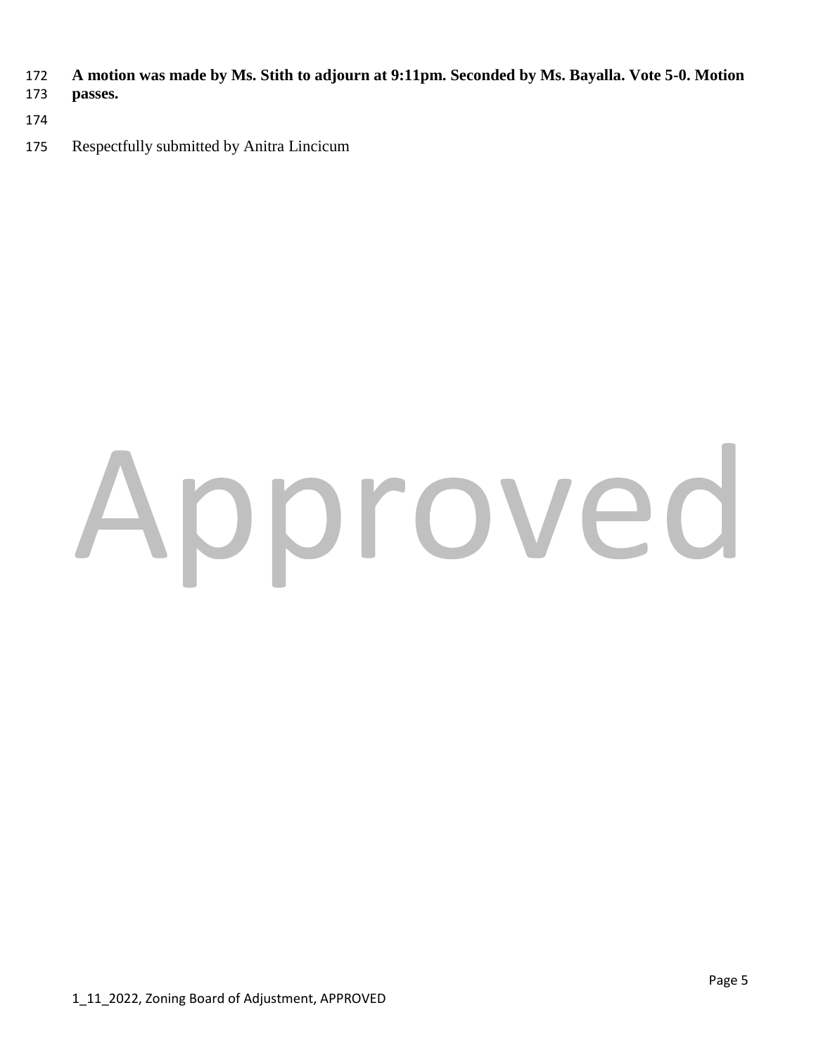**A motion was made by Ms. Stith to adjourn at 9:11pm. Seconded by Ms. Bayalla. Vote 5-0. Motion passes.**

Respectfully submitted by Anitra Lincicum

Approved